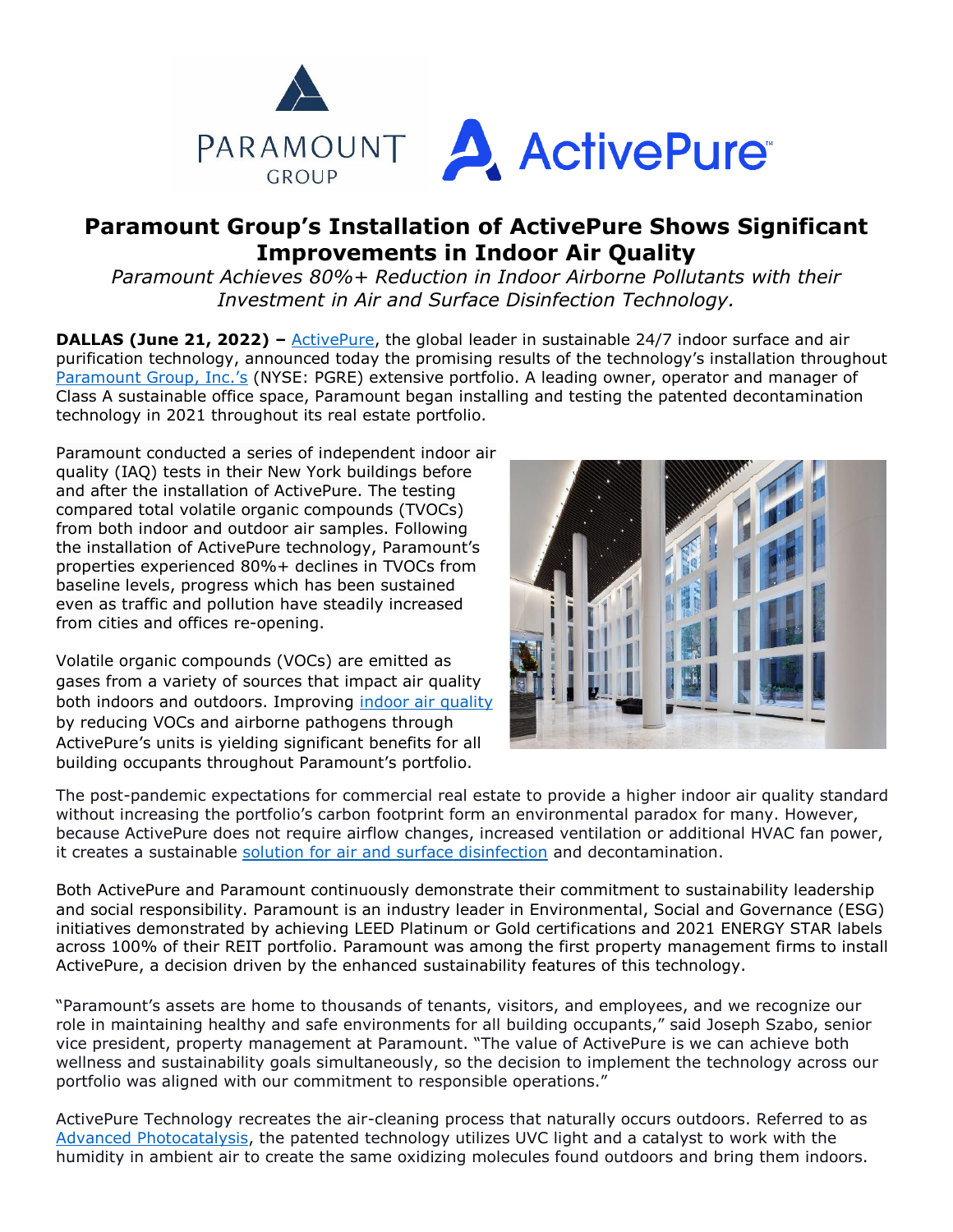# Paramount Group's Installation of ActivePure Shows Significant Improvements in Indoor Air Quality

*Paramount Achieves 80%+ Reduction in Indoor Airborne Pollutants with their Investment in Air and Surface Disinfection Technology.*

**DALLAS (June 21, 2022) –** ActivePure, the global leader in sustainable 24/7 indoor surface and air purification technology, announced today the promising results of the technology's installation throughout Paramount Group, Inc.'s (NYSE: PGRE) extensive portfolio. A leading owner, operator and manager of Class A sustainable office space, Paramount began installing and testing the patented decontamination technology in 2021 throughout its real estate portfolio.

Paramount conducted a series of independent indoor air quality (IAQ) tests in their New York buildings before and after the installation of ActivePure. The testing compared total volatile organic compounds (TVOCs) from both indoor and outdoor air samples. Following the installation of ActivePure technology, Paramount's properties experienced 80%+ declines in TVOCs from baseline levels, progress which has been sustained even as traffic and pollution have steadily increased from cities and offices re-opening.

Volatile organic compounds (VOCs) are emitted as gases from a variety of sources that impact air quality both indoors and outdoors. Improving indoor air quality by reducing VOCs and airborne pathogens through ActivePure's units is yielding significant benefits for all building occupants throughout Paramount's portfolio.

The post-pandemic expectations for commercial real estate to provide a higher indoor air quality standard without increasing the portfolio's carbon footprint form an environmental paradox for many. However, because ActivePure does not require airflow changes, increased ventilation or additional HVAC fan power, it creates a sustainable solution for air and surface disinfection and decontamination.

Both ActivePure and Paramount continuously demonstrate their commitment to sustainability leadership and social responsibility. Paramount is an industry leader in Environmental, Social and Governance (ESG) initiatives demonstrated by achieving LEED Platinum or Gold certifications and 2021 ENERGY STAR labels across 100% of their REIT portfolio. Paramount was among the first property management firms to install ActivePure, a decision driven by the enhanced sustainability features of this technology.

"Paramount's assets are home to thousands of tenants, visitors, and employees, and we recognize our role in maintaining healthy and safe environments for all building occupants," said Joseph Szabo, senior vice president, property management at Paramount. "The value of ActivePure is we can achieve both wellness and sustainability goals simultaneously, so the decision to implement the technology across our portfolio was aligned with our commitment to responsible operations."

ActivePure Technology recreates the air-cleaning process that naturally occurs outdoors. Referred to as Advanced Photocatalysis, the patented technology utilizes UVC light and a catalyst to work with the humidity in ambient air to create the same oxidizing molecules found outdoors and bring them indoors.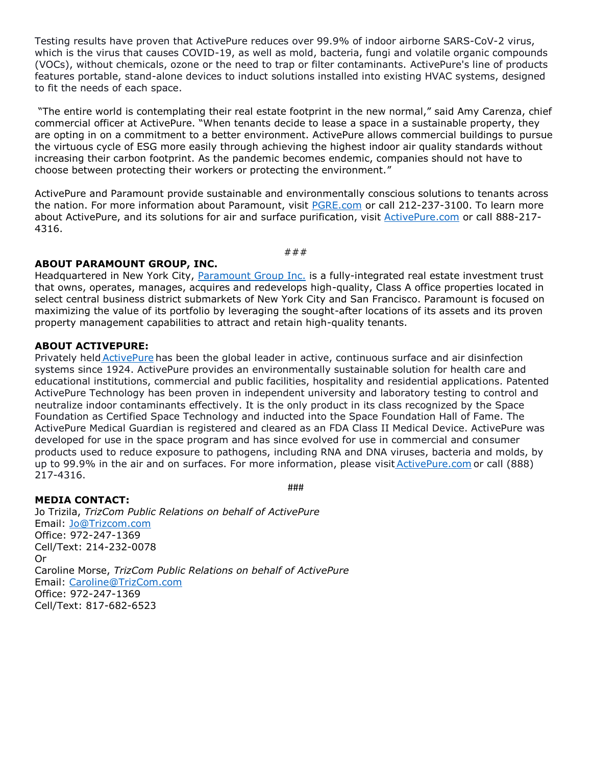Testing results have proven that ActivePure reduces over 99.9% of indoor airborne SARS-CoV-2 virus, which is the virus that causes COVID-19, as well as mold, bacteria, fungi and volatile organic compounds (VOCs), without chemicals, ozone or the need to trap or filter contaminants. ActivePure's line of products features portable, stand-alone devices to induct solutions installed into existing HVAC systems, designed to fit the needs of each space.

"The entire world is contemplating their real estate footprint in the new normal," said Amy Carenza, chief commercial officer at ActivePure. "When tenants decide to lease a space in a sustainable property, they are opting in on a commitment to a better environment. ActivePure allows commercial buildings to pursue the virtuous cycle of ESG more easily through achieving the highest indoor air quality standards without increasing their carbon footprint. As the pandemic becomes endemic, companies should not have to choose between protecting their workers or protecting the environment."

ActivePure and Paramount provide sustainable and environmentally conscious solutions to tenants across the nation. For more information about Paramount, visit PGRE.com or call 212-237-3100. To learn more about ActivePure, and its solutions for air and surface purification, visit ActivePure.com or call 888-217-4316.

###

**ABOUT PARAMOUNT GROUP, INC.**

Headquartered in New York City, Paramount Group Inc. is a fully-integrated real estate investment trust that owns, operates, manages, acquires and redevelops high-quality, Class A office properties located in select central business district submarkets of New York City and San Francisco. Paramount is focused on maximizing the value of its portfolio by leveraging the sought-after locations of its assets and its proven property management capabilities to attract and retain high-quality tenants.

**ABOUT ACTIVEPURE:**

Privately held ActivePure has been the global leader in active, continuous surface and air disinfection systems since 1924. ActivePure provides an environmentally sustainable solution for health care and educational institutions, commercial and public facilities, hospitality and residential applications. Patented ActivePure Technology has been proven in independent university and laboratory testing to control and neutralize indoor contaminants effectively. It is the only product in its class recognized by the Space Foundation as Certified Space Technology and inducted into the Space Foundation Hall of Fame. The ActivePure Medical Guardian is registered and cleared as an FDA Class II Medical Device. ActivePure was developed for use in the space program and has since evolved for use in commercial and consumer products used to reduce exposure to pathogens, including RNA and DNA viruses, bacteria and molds, by up to 99.9% in the air and on surfaces. For more information, please visit ActivePure.com or call (888) 217-4316.

###

**MEDIA CONTACT:**

Jo Trizila, *TrizCom Public Relations on behalf of ActivePure*
Email: Jo@Trizcom.com
Office: 972-247-1369
Cell/Text: 214-232-0078
Or
Caroline Morse, *TrizCom Public Relations on behalf of ActivePure*
Email: Caroline@TrizCom.com
Office: 972-247-1369
Cell/Text: 817-682-6523